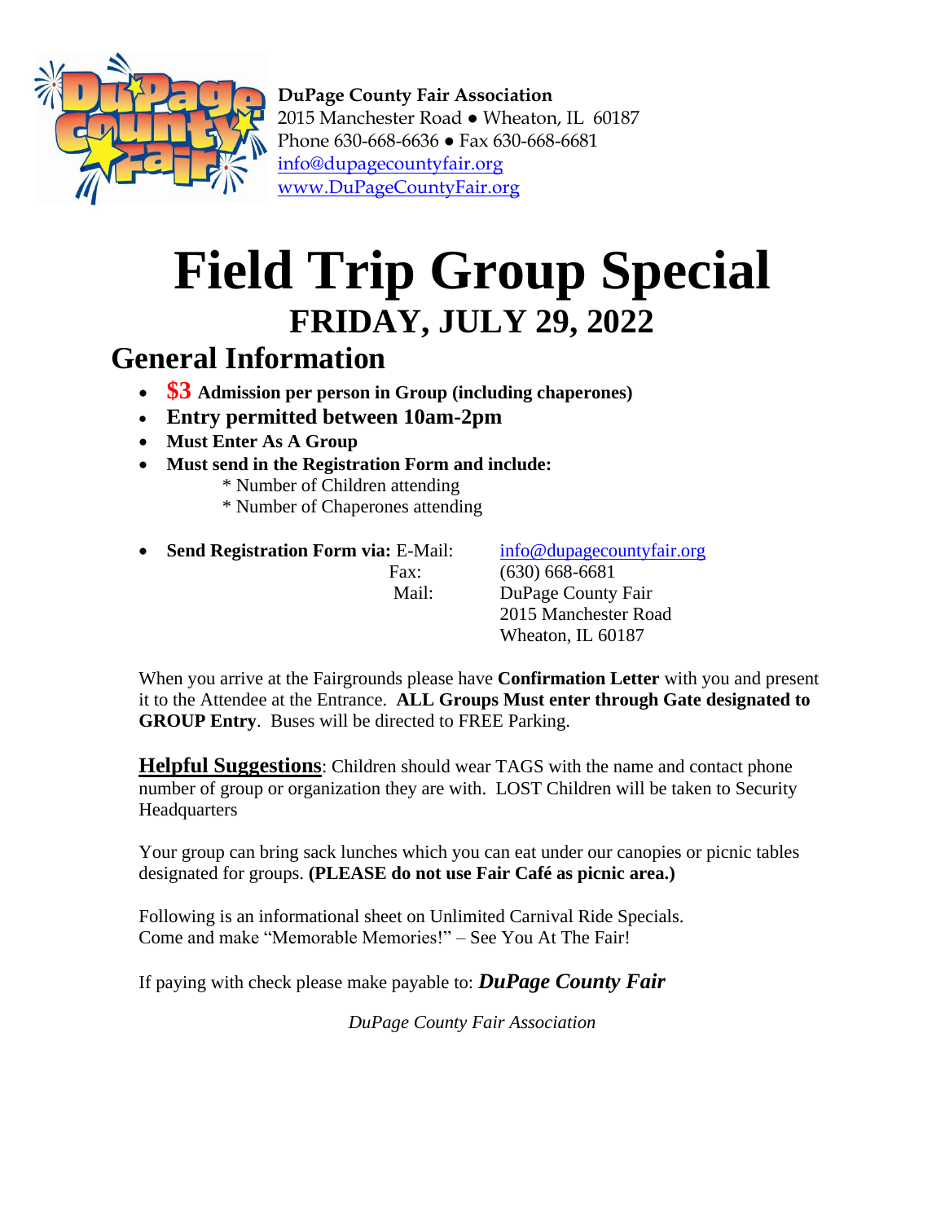**DuPage County Fair Association**
2015 Manchester Road ● Wheaton, IL 60187
Phone 630-668-6636 ● Fax 630-668-6681
info@dupagecountyfair.org
www.DuPageCountyFair.org

# Field Trip Group Special

## FRIDAY, JULY 29, 2022

## General Information

- **$3 Admission per person in Group (including chaperones)**
- **Entry permitted between 10am-2pm**
- **Must Enter As A Group**
- **Must send in the Registration Form and include:**
  - * Number of Children attending
  - * Number of Chaperones attending

- **Send Registration Form via:** E-Mail: info@dupagecountyfair.org
  Fax: (630) 668-6681
  Mail: DuPage County Fair
  2015 Manchester Road
  Wheaton, IL 60187

When you arrive at the Fairgrounds please have **Confirmation Letter** with you and present it to the Attendee at the Entrance. **ALL Groups Must enter through Gate designated to GROUP Entry**. Buses will be directed to FREE Parking.

**Helpful Suggestions**: Children should wear TAGS with the name and contact phone number of group or organization they are with. LOST Children will be taken to Security Headquarters

Your group can bring sack lunches which you can eat under our canopies or picnic tables designated for groups. **(PLEASE do not use Fair Café as picnic area.)**

Following is an informational sheet on Unlimited Carnival Ride Specials.
Come and make "Memorable Memories!" – See You At The Fair!

If paying with check please make payable to: ***DuPage County Fair***

*DuPage County Fair Association*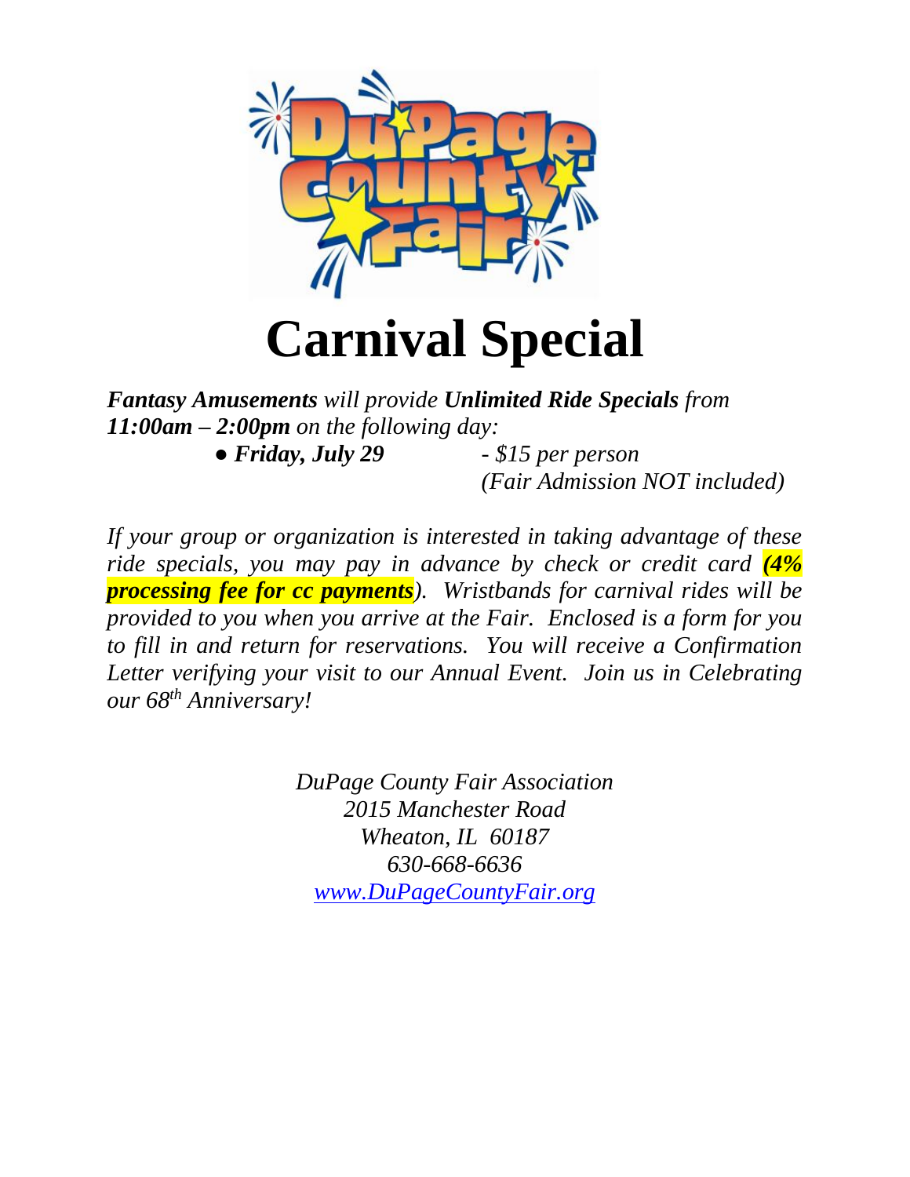# Carnival Special

***Fantasy Amusements*** *will provide* ***Unlimited Ride Specials*** *from* ***11:00am – 2:00pm*** *on the following day:*

- ***Friday, July 29*** *- $15 per person (Fair Admission NOT included)*

*If your group or organization is interested in taking advantage of these ride specials, you may pay in advance by check or credit card* ***(4% processing fee for cc payments****). Wristbands for carnival rides will be provided to you when you arrive at the Fair. Enclosed is a form for you to fill in and return for reservations. You will receive a Confirmation Letter verifying your visit to our Annual Event. Join us in Celebrating our 68th Anniversary!*

*DuPage County Fair Association*
*2015 Manchester Road*
*Wheaton, IL 60187*
*630-668-6636*
*www.DuPageCountyFair.org*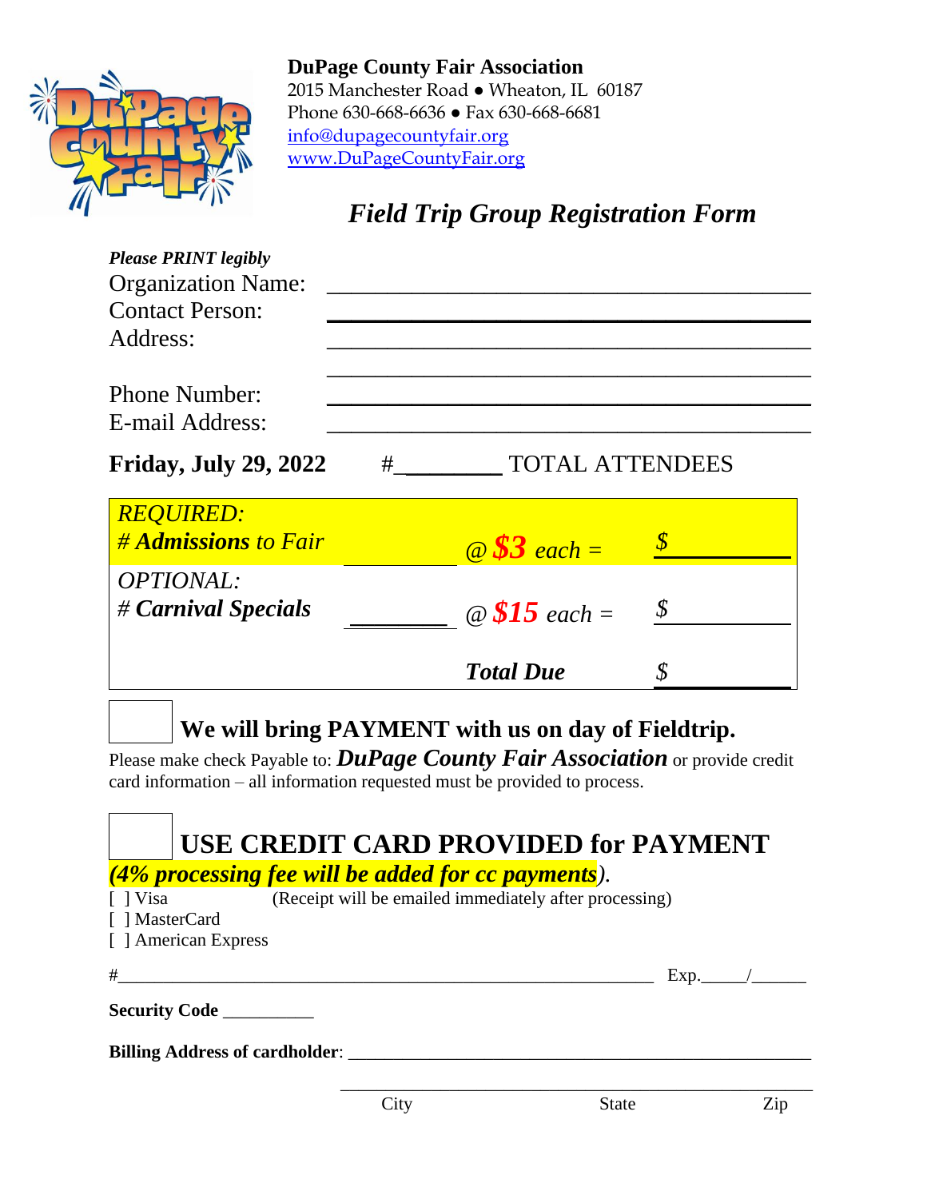**DuPage County Fair Association**
2015 Manchester Road ● Wheaton, IL 60187
Phone 630-668-6636 ● Fax 630-668-6681
info@dupagecountyfair.org
www.DuPageCountyFair.org

## *Field Trip Group Registration Form*

***Please PRINT legibly***

Organization Name: ________________________________________
Contact Person: ________________________________________
Address: ________________________________________
________________________________________
Phone Number: ________________________________________
E-mail Address: ________________________________________

**Friday, July 29, 2022** #________ TOTAL ATTENDEES

| | | | |
|---|---|---|---|
| *REQUIRED:* <br> *# **Admissions** to Fair* | ________ | *@ **$3** each =* | $ ________ |
| *OPTIONAL:* <br> *# **Carnival Specials*** | ________ | *@ **$15** each =* | $ ________ |
| | | ***Total Due*** | $ ________ |

☐ **We will bring PAYMENT with us on day of Fieldtrip.**

Please make check Payable to: ***DuPage County Fair Association*** or provide credit card information – all information requested must be provided to process.

☐ **USE CREDIT CARD PROVIDED for PAYMENT**

***(4% processing fee will be added for cc payments).***

[ ] Visa (Receipt will be emailed immediately after processing)
[ ] MasterCard
[ ] American Express

#____________________________________________________________ Exp._____/______

**Security Code** __________

**Billing Address of cardholder**: ________________________________________

________________________________________
City State Zip